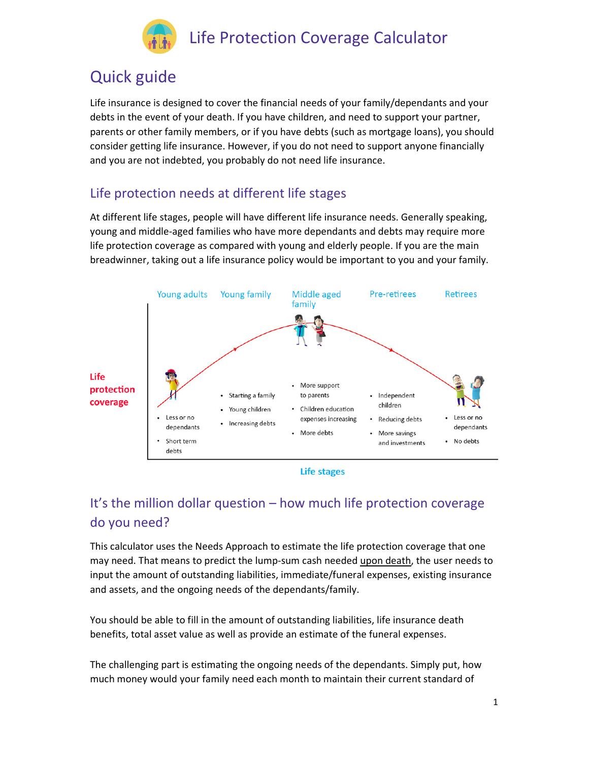// Life Protection Coverage Calculator

# Life Protection Coverage Calculator

## Quick guide

Life insurance is designed to cover the financial needs of your family/dependants and your debts in the event of your death. If you have children, and need to support your partner, parents or other family members, or if you have debts (such as mortgage loans), you should consider getting life insurance. However, if you do not need to support anyone financially and you are not indebted, you probably do not need life insurance.

### Life protection needs at different life stages

At different life stages, people will have different life insurance needs. Generally speaking, young and middle-aged families who have more dependants and debts may require more life protection coverage as compared with young and elderly people. If you are the main breadwinner, taking out a life insurance policy would be important to you and your family.

Life protection coverage

Young adults
- Less or no dependants
- Short term debts

Young family
- Starting a family
- Young children
- Increasing debts

Middle aged family
- More support to parents
- Children education expenses increasing
- More debts

Pre-retirees
- Independent children
- Reducing debts
- More savings and investments

Retirees
- Less or no dependants
- No debts

Life stages

### It's the million dollar question – how much life protection coverage do you need?

This calculator uses the Needs Approach to estimate the life protection coverage that one may need. That means to predict the lump-sum cash needed upon death, the user needs to input the amount of outstanding liabilities, immediate/funeral expenses, existing insurance and assets, and the ongoing needs of the dependants/family.

You should be able to fill in the amount of outstanding liabilities, life insurance death benefits, total asset value as well as provide an estimate of the funeral expenses.

The challenging part is estimating the ongoing needs of the dependants. Simply put, how much money would your family need each month to maintain their current standard of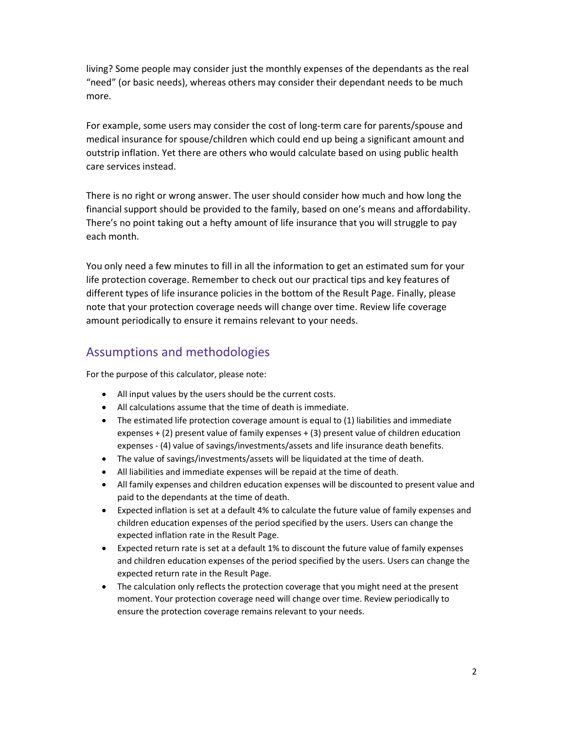living? Some people may consider just the monthly expenses of the dependants as the real "need" (or basic needs), whereas others may consider their dependant needs to be much more.

For example, some users may consider the cost of long-term care for parents/spouse and medical insurance for spouse/children which could end up being a significant amount and outstrip inflation. Yet there are others who would calculate based on using public health care services instead.

There is no right or wrong answer. The user should consider how much and how long the financial support should be provided to the family, based on one's means and affordability. There's no point taking out a hefty amount of life insurance that you will struggle to pay each month.

You only need a few minutes to fill in all the information to get an estimated sum for your life protection coverage. Remember to check out our practical tips and key features of different types of life insurance policies in the bottom of the Result Page. Finally, please note that your protection coverage needs will change over time. Review life coverage amount periodically to ensure it remains relevant to your needs.

## Assumptions and methodologies

For the purpose of this calculator, please note:

- All input values by the users should be the current costs.
- All calculations assume that the time of death is immediate.
- The estimated life protection coverage amount is equal to (1) liabilities and immediate expenses + (2) present value of family expenses + (3) present value of children education expenses - (4) value of savings/investments/assets and life insurance death benefits.
- The value of savings/investments/assets will be liquidated at the time of death.
- All liabilities and immediate expenses will be repaid at the time of death.
- All family expenses and children education expenses will be discounted to present value and paid to the dependants at the time of death.
- Expected inflation is set at a default 4% to calculate the future value of family expenses and children education expenses of the period specified by the users. Users can change the expected inflation rate in the Result Page.
- Expected return rate is set at a default 1% to discount the future value of family expenses and children education expenses of the period specified by the users. Users can change the expected return rate in the Result Page.
- The calculation only reflects the protection coverage that you might need at the present moment. Your protection coverage need will change over time. Review periodically to ensure the protection coverage remains relevant to your needs.